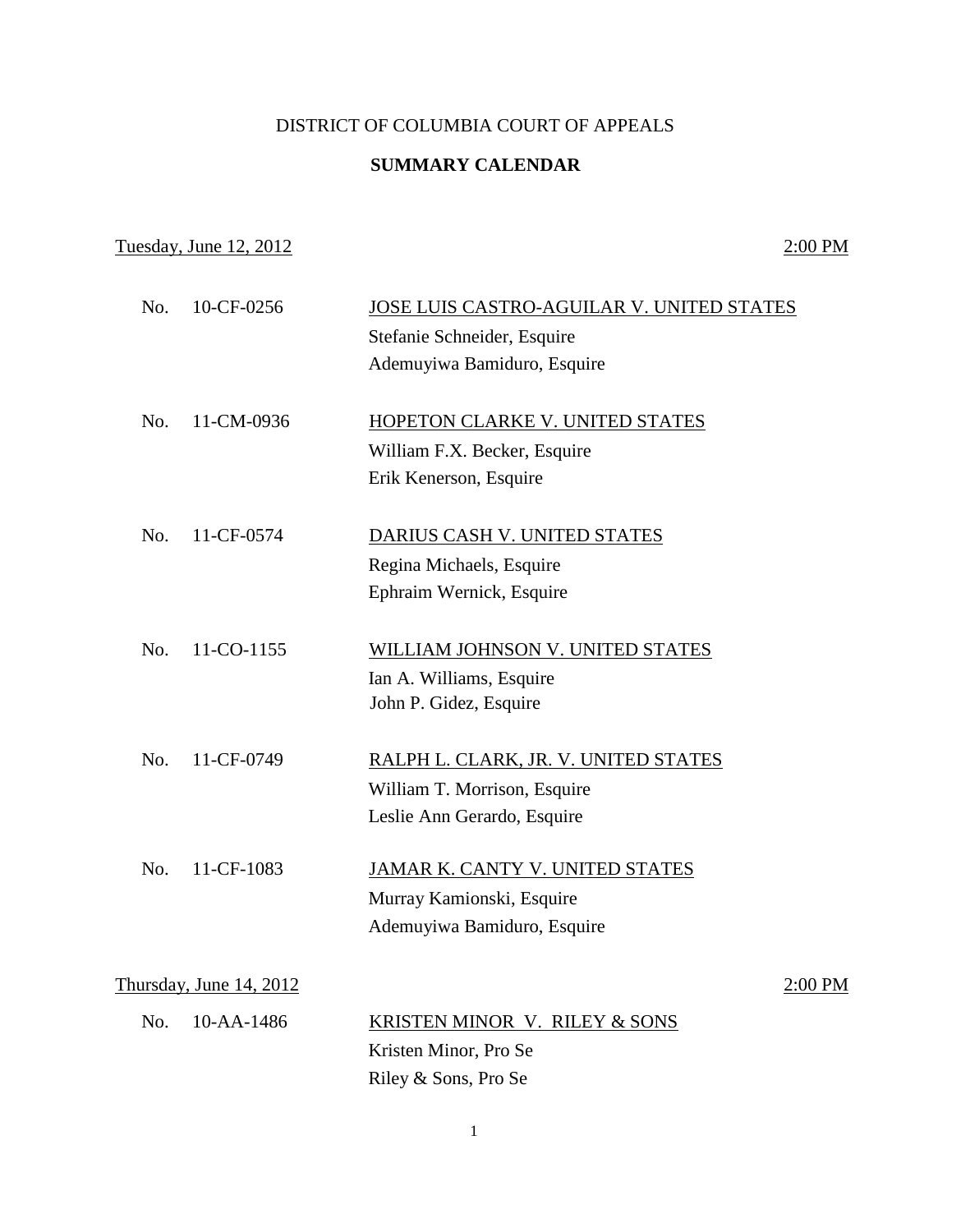# DISTRICT OF COLUMBIA COURT OF APPEALS

## SUMMARY CALENDAR

Tuesday, June 12, 2012 — 2:00 PM

No. 10-CF-0256 — JOSE LUIS CASTRO-AGUILAR V. UNITED STATES
Stefanie Schneider, Esquire
Ademuyiwa Bamiduro, Esquire

No. 11-CM-0936 — HOPETON CLARKE V. UNITED STATES
William F.X. Becker, Esquire
Erik Kenerson, Esquire

No. 11-CF-0574 — DARIUS CASH V. UNITED STATES
Regina Michaels, Esquire
Ephraim Wernick, Esquire

No. 11-CO-1155 — WILLIAM JOHNSON V. UNITED STATES
Ian A. Williams, Esquire
John P. Gidez, Esquire

No. 11-CF-0749 — RALPH L. CLARK, JR. V. UNITED STATES
William T. Morrison, Esquire
Leslie Ann Gerardo, Esquire

No. 11-CF-1083 — JAMAR K. CANTY V. UNITED STATES
Murray Kamionski, Esquire
Ademuyiwa Bamiduro, Esquire

Thursday, June 14, 2012 — 2:00 PM

No. 10-AA-1486 — KRISTEN MINOR V. RILEY & SONS
Kristen Minor, Pro Se
Riley & Sons, Pro Se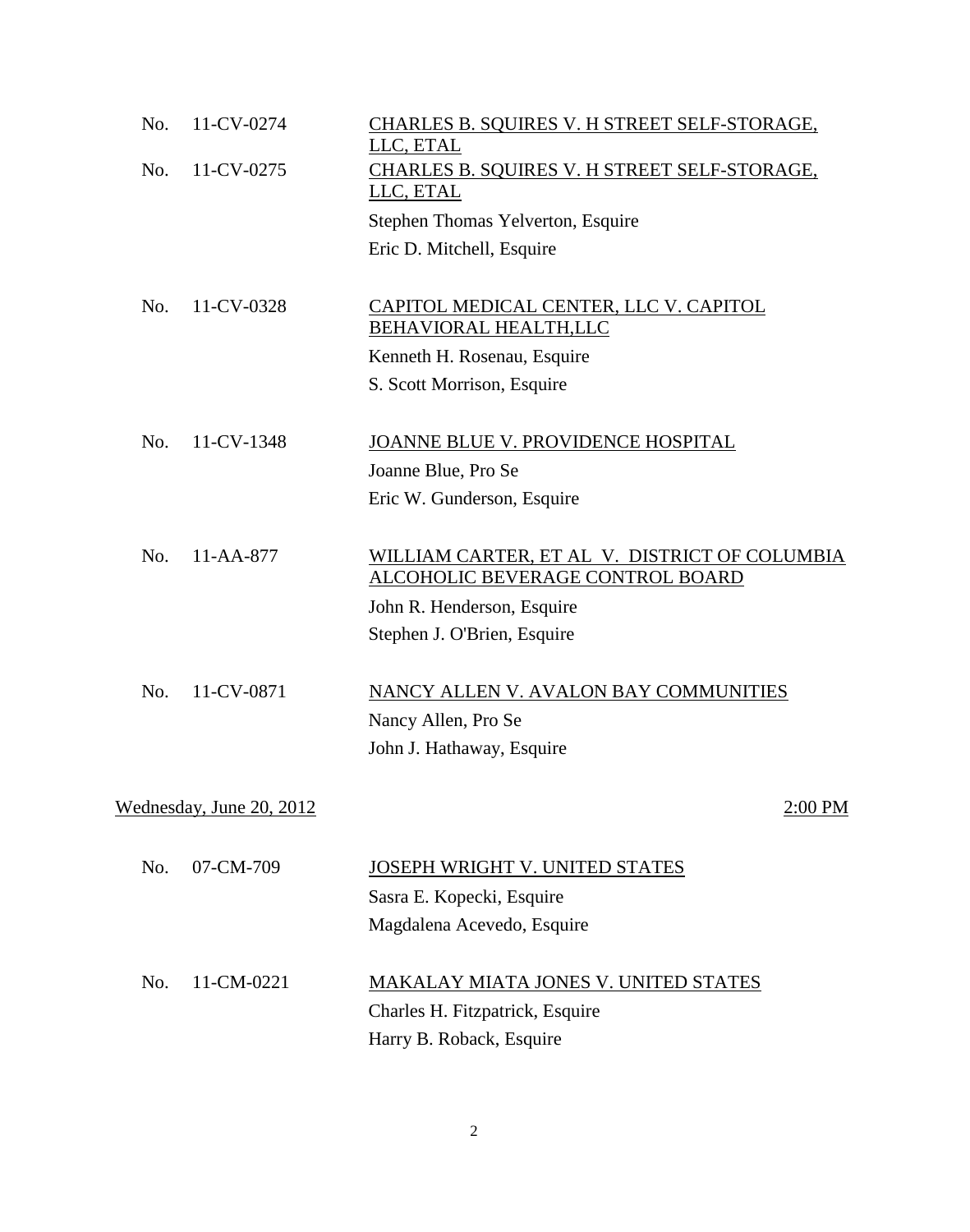No. 11-CV-0274 CHARLES B. SQUIRES V. H STREET SELF-STORAGE, LLC, ETAL

No. 11-CV-0275 CHARLES B. SQUIRES V. H STREET SELF-STORAGE, LLC, ETAL

Stephen Thomas Yelverton, Esquire

Eric D. Mitchell, Esquire

No. 11-CV-0328 CAPITOL MEDICAL CENTER, LLC V. CAPITOL BEHAVIORAL HEALTH,LLC

Kenneth H. Rosenau, Esquire

S. Scott Morrison, Esquire

No. 11-CV-1348 JOANNE BLUE V. PROVIDENCE HOSPITAL

Joanne Blue, Pro Se

Eric W. Gunderson, Esquire

No. 11-AA-877 WILLIAM CARTER, ET AL V. DISTRICT OF COLUMBIA ALCOHOLIC BEVERAGE CONTROL BOARD

John R. Henderson, Esquire

Stephen J. O'Brien, Esquire

No. 11-CV-0871 NANCY ALLEN V. AVALON BAY COMMUNITIES

Nancy Allen, Pro Se

John J. Hathaway, Esquire

Wednesday, June 20, 2012 2:00 PM

No. 07-CM-709 JOSEPH WRIGHT V. UNITED STATES

Sasra E. Kopecki, Esquire

Magdalena Acevedo, Esquire

No. 11-CM-0221 MAKALAY MIATA JONES V. UNITED STATES

Charles H. Fitzpatrick, Esquire

Harry B. Roback, Esquire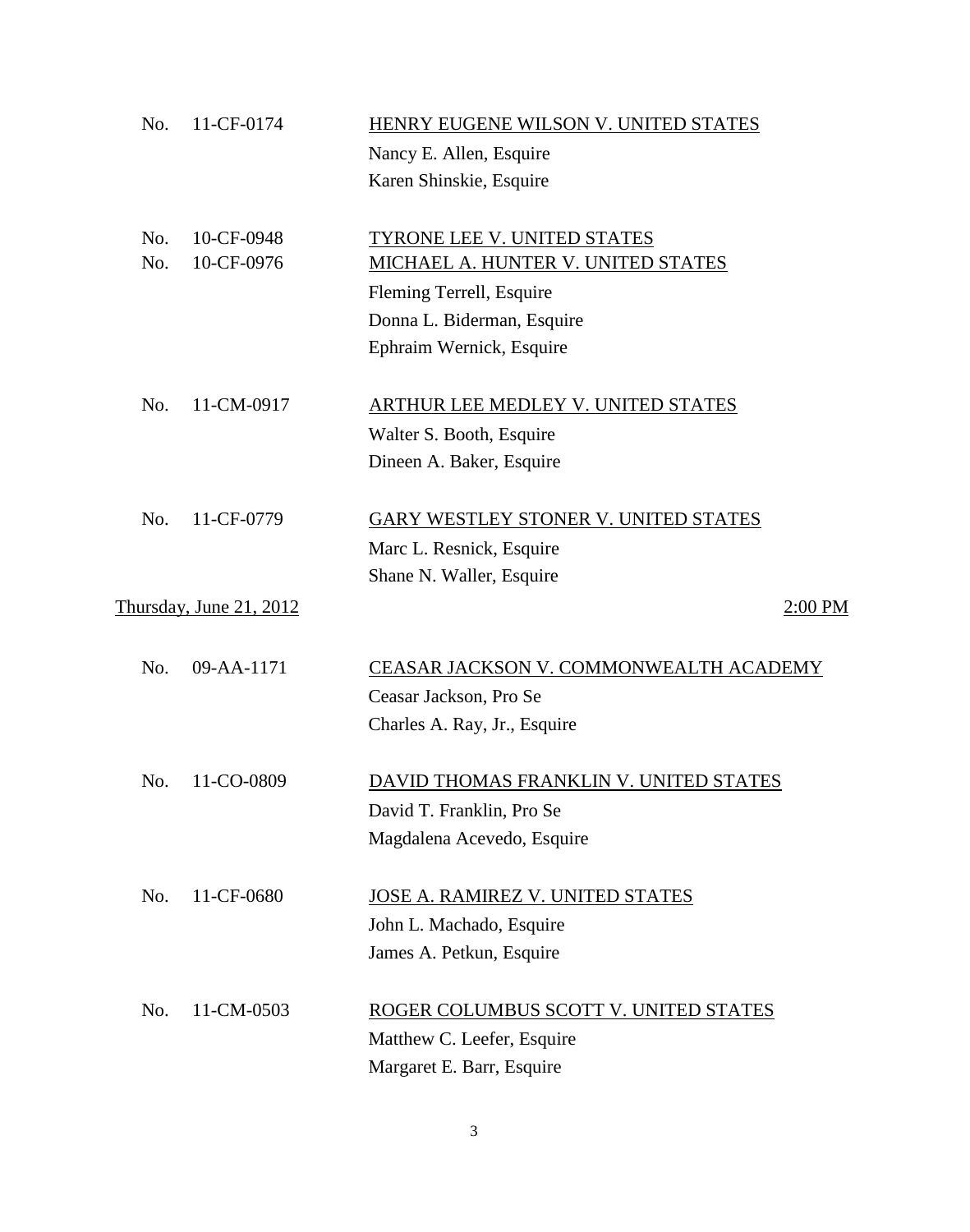No. 11-CF-0174 — HENRY EUGENE WILSON V. UNITED STATES

Nancy E. Allen, Esquire
Karen Shinskie, Esquire

No. 10-CF-0948 — TYRONE LEE V. UNITED STATES
No. 10-CF-0976 — MICHAEL A. HUNTER V. UNITED STATES

Fleming Terrell, Esquire
Donna L. Biderman, Esquire
Ephraim Wernick, Esquire

No. 11-CM-0917 — ARTHUR LEE MEDLEY V. UNITED STATES

Walter S. Booth, Esquire
Dineen A. Baker, Esquire

No. 11-CF-0779 — GARY WESTLEY STONER V. UNITED STATES

Marc L. Resnick, Esquire
Shane N. Waller, Esquire

Thursday, June 21, 2012 — 2:00 PM

No. 09-AA-1171 — CEASAR JACKSON V. COMMONWEALTH ACADEMY

Ceasar Jackson, Pro Se
Charles A. Ray, Jr., Esquire

No. 11-CO-0809 — DAVID THOMAS FRANKLIN V. UNITED STATES

David T. Franklin, Pro Se
Magdalena Acevedo, Esquire

No. 11-CF-0680 — JOSE A. RAMIREZ V. UNITED STATES

John L. Machado, Esquire
James A. Petkun, Esquire

No. 11-CM-0503 — ROGER COLUMBUS SCOTT V. UNITED STATES

Matthew C. Leefer, Esquire
Margaret E. Barr, Esquire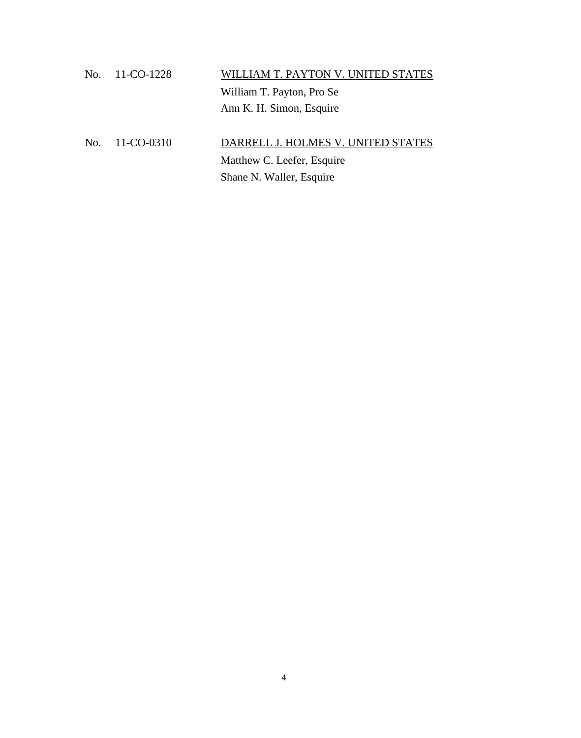No. 11-CO-1228 <u>WILLIAM T. PAYTON V. UNITED STATES</u>

William T. Payton, Pro Se

Ann K. H. Simon, Esquire

No. 11-CO-0310 <u>DARRELL J. HOLMES V. UNITED STATES</u>

Matthew C. Leefer, Esquire

Shane N. Waller, Esquire